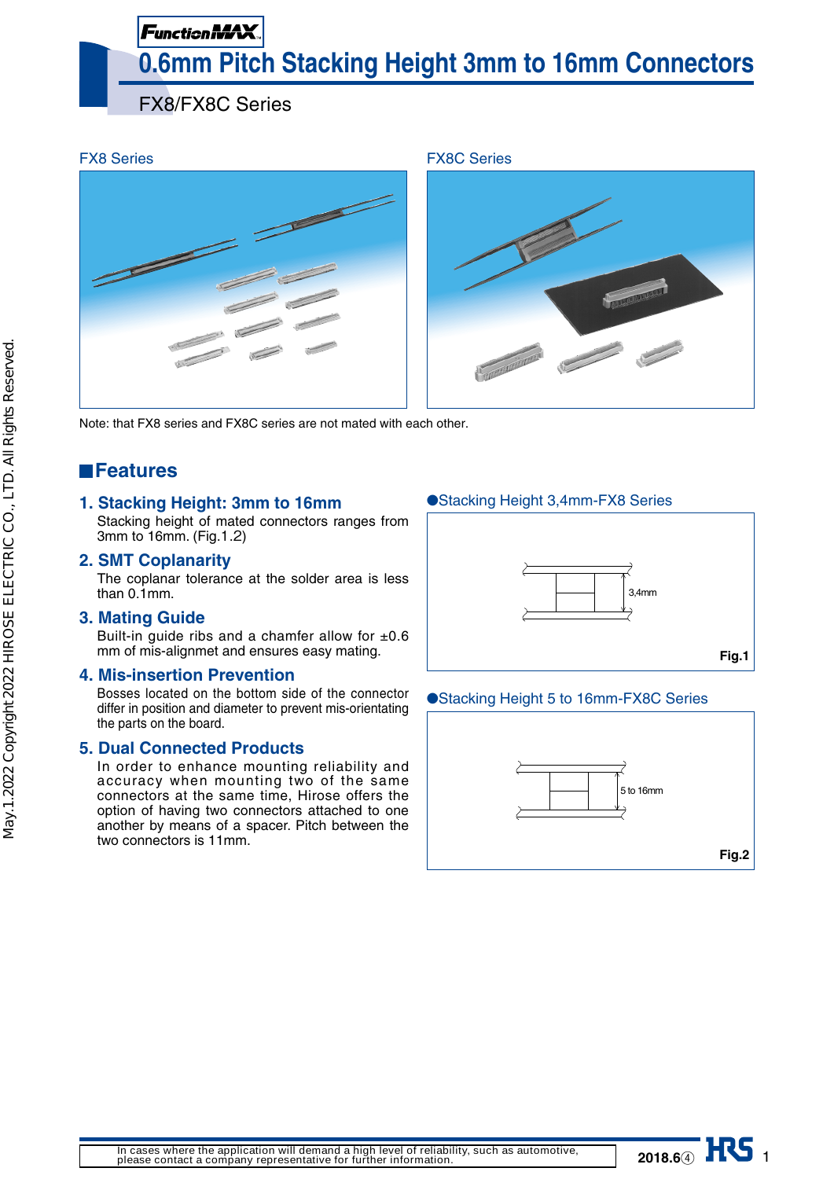FunctionMAX

# 0.6mm Pitch Stacking Height 3mm to 16mm Connectors

FX8/FX8C Series

FX8 Series

FX8C Series

Note: that FX8 series and FX8C series are not mated with each other.

## Features

### 1. Stacking Height: 3mm to 16mm

Stacking height of mated connectors ranges from 3mm to 16mm. (Fig.1.2)

### 2. SMT Coplanarity

The coplanar tolerance at the solder area is less than 0.1mm.

### 3. Mating Guide

Built-in guide ribs and a chamfer allow for ±0.6 mm of mis-alignmet and ensures easy mating.

### 4. Mis-insertion Prevention

Bosses located on the bottom side of the connector differ in position and diameter to prevent mis-orientating the parts on the board.

### 5. Dual Connected Products

In order to enhance mounting reliability and accuracy when mounting two of the same connectors at the same time, Hirose offers the option of having two connectors attached to one another by means of a spacer. Pitch between the two connectors is 11mm.

●Stacking Height 3,4mm-FX8 Series

3,4mm

Fig.1

●Stacking Height 5 to 16mm-FX8C Series

5 to 16mm

Fig.2

In cases where the application will demand a high level of reliability, such as automotive, please contact a company representative for further information.

2018.6④

May.1.2022 Copyright 2022 HIROSE ELECTRIC CO., LTD. All Rights Reserved.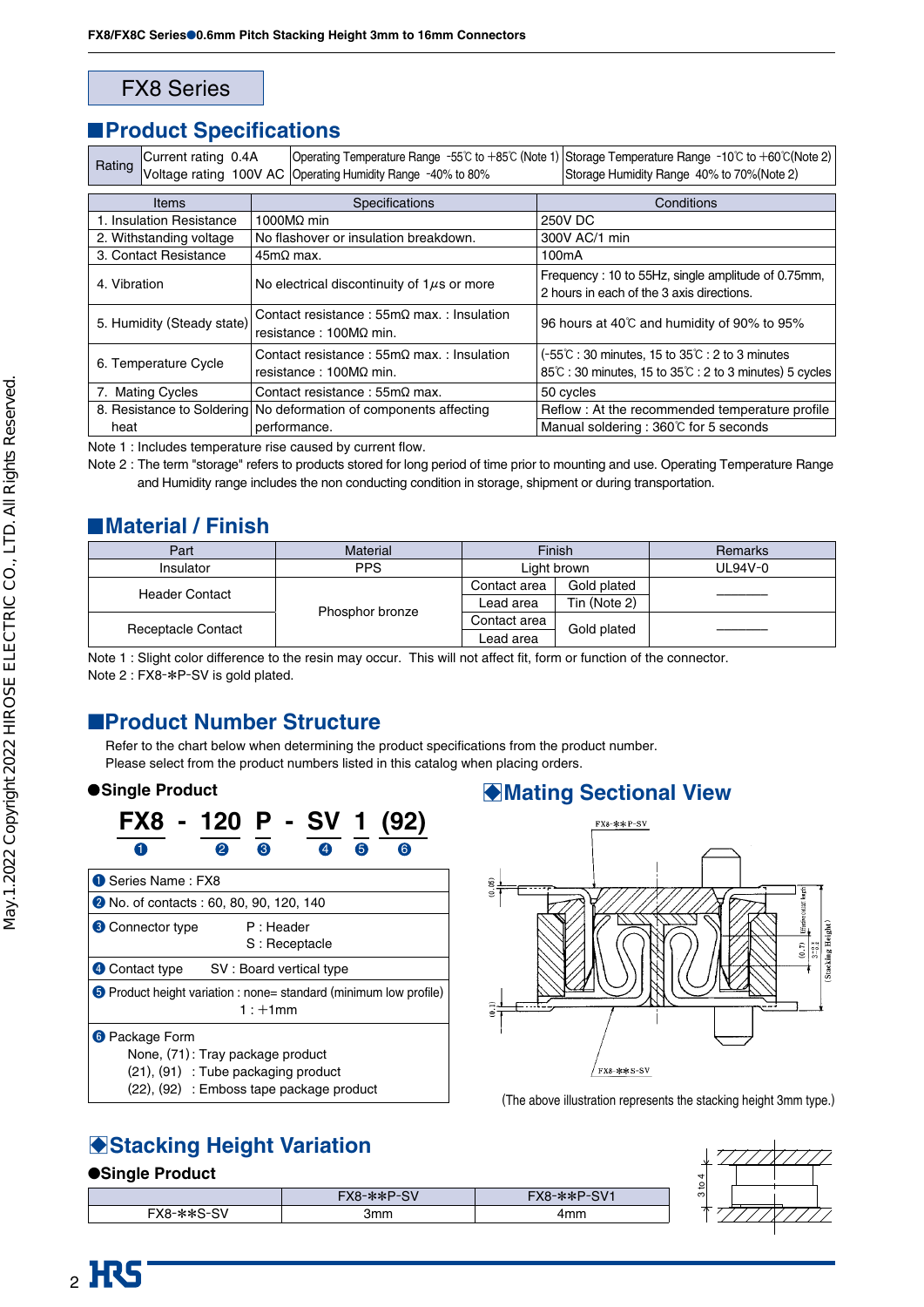# FX8 Series

## Product Specifications

| Rating | Current rating 0.4A<br>Voltage rating 100V AC | Operating Temperature Range -55℃ to +85℃ (Note 1)<br>Operating Humidity Range -40% to 80% | Storage Temperature Range -10℃ to +60℃(Note 2)<br>Storage Humidity Range 40% to 70%(Note 2) |
|---|---|---|---|

| Items | Specifications | Conditions |
|---|---|---|
| 1. Insulation Resistance | 1000MΩ min | 250V DC |
| 2. Withstanding voltage | No flashover or insulation breakdown. | 300V AC/1 min |
| 3. Contact Resistance | 45mΩ max. | 100mA |
| 4. Vibration | No electrical discontinuity of 1$\mu$s or more | Frequency : 10 to 55Hz, single amplitude of 0.75mm, 2 hours in each of the 3 axis directions. |
| 5. Humidity (Steady state) | Contact resistance : 55mΩ max. : Insulation resistance : 100MΩ min. | 96 hours at 40℃ and humidity of 90% to 95% |
| 6. Temperature Cycle | Contact resistance : 55mΩ max. : Insulation resistance : 100MΩ min. | (-55℃ : 30 minutes, 15 to 35℃ : 2 to 3 minutes 85℃ : 30 minutes, 15 to 35℃ : 2 to 3 minutes) 5 cycles |
| 7. Mating Cycles | Contact resistance : 55mΩ max. | 50 cycles |
| 8. Resistance to Soldering heat | No deformation of components affecting performance. | Reflow : At the recommended temperature profile<br>Manual soldering : 360℃ for 5 seconds |

Note 1 : Includes temperature rise caused by current flow.
Note 2 : The term "storage" refers to products stored for long period of time prior to mounting and use. Operating Temperature Range and Humidity range includes the non conducting condition in storage, shipment or during transportation.

## Material / Finish

| Part | Material | Finish | | Remarks |
|---|---|---|---|---|
| Insulator | PPS | Light brown | | UL94V-0 |
| Header Contact | Phosphor bronze | Contact area | Gold plated | ――――― |
| | | Lead area | Tin (Note 2) | |
| Receptacle Contact | | Contact area | Gold plated | ――――― |
| | | Lead area | | |

Note 1 : Slight color difference to the resin may occur. This will not affect fit, form or function of the connector.
Note 2 : FX8-*P-SV is gold plated.

## Product Number Structure

Refer to the chart below when determining the product specifications from the product number.
Please select from the product numbers listed in this catalog when placing orders.

**●Single Product**

**FX8 - 120 P - SV 1 (92)**
❶ ❷ ❸ ❹ ❺ ❻

| |
|---|
| ❶ Series Name : FX8 |
| ❷ No. of contacts : 60, 80, 90, 120, 140 |
| ❸ Connector type — P : Header, S : Receptacle |
| ❹ Contact type — SV : Board vertical type |
| ❺ Product height variation : none= standard (minimum low profile)<br>1 : +1mm |
| ❻ Package Form<br>None, (71) : Tray package product<br>(21), (91) : Tube packaging product<br>(22), (92) : Emboss tape package product |

## Mating Sectional View

FX8-**P-SV

FX8-**S-SV

(The above illustration represents the stacking height 3mm type.)

## Stacking Height Variation

**●Single Product**

| | FX8-**P-SV | FX8-**P-SV1 |
|---|---|---|
| FX8-**S-SV | 3mm | 4mm |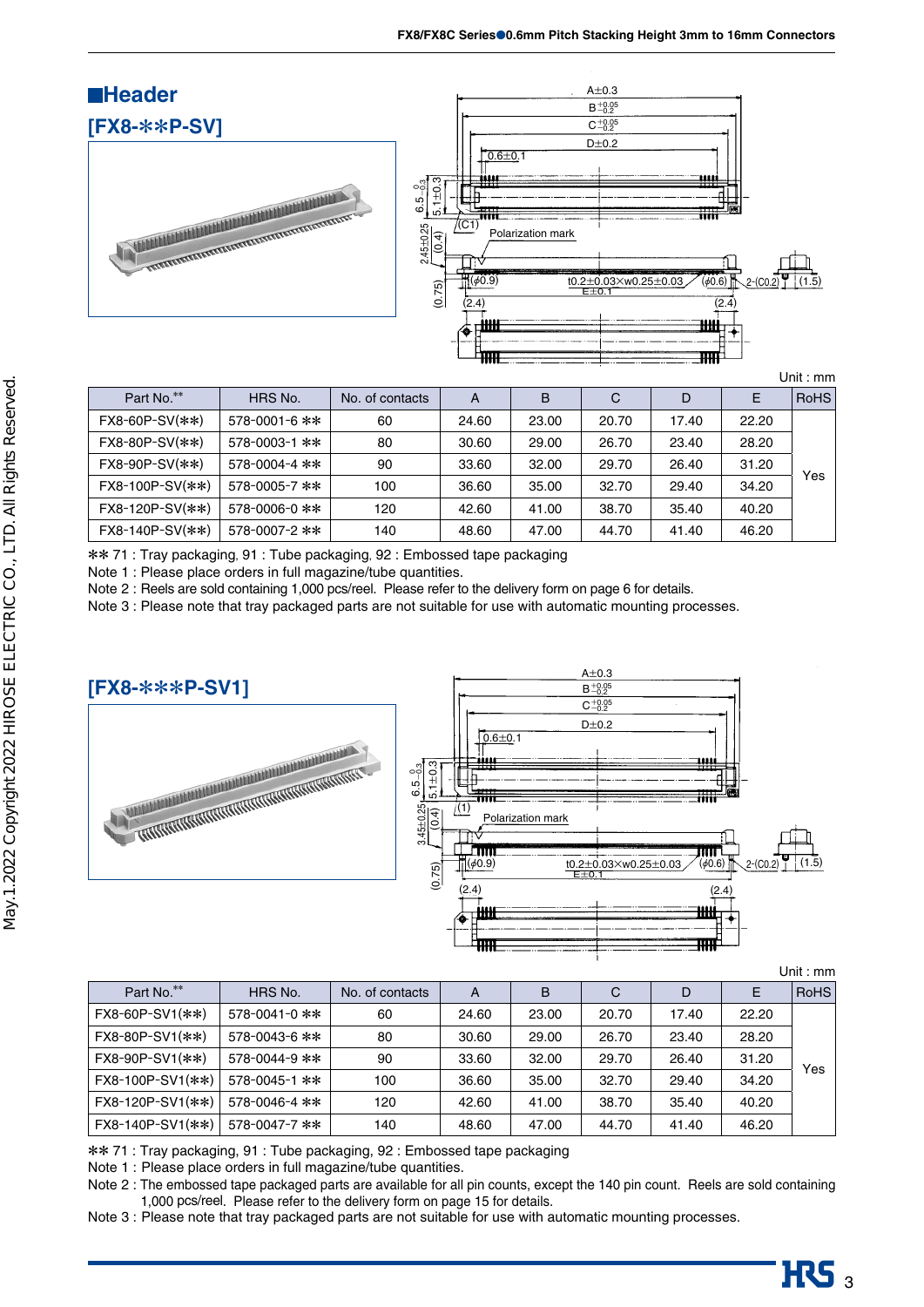## Header

### [FX8-✻✻P-SV]

Unit : mm

| Part No.** | HRS No. | No. of contacts | A | B | C | D | E | RoHS |
|---|---|---|---|---|---|---|---|---|
| FX8-60P-SV(✻✻) | 578-0001-6 ✻✻ | 60 | 24.60 | 23.00 | 20.70 | 17.40 | 22.20 | Yes |
| FX8-80P-SV(✻✻) | 578-0003-1 ✻✻ | 80 | 30.60 | 29.00 | 26.70 | 23.40 | 28.20 | |
| FX8-90P-SV(✻✻) | 578-0004-4 ✻✻ | 90 | 33.60 | 32.00 | 29.70 | 26.40 | 31.20 | |
| FX8-100P-SV(✻✻) | 578-0005-7 ✻✻ | 100 | 36.60 | 35.00 | 32.70 | 29.40 | 34.20 | |
| FX8-120P-SV(✻✻) | 578-0006-0 ✻✻ | 120 | 42.60 | 41.00 | 38.70 | 35.40 | 40.20 | |
| FX8-140P-SV(✻✻) | 578-0007-2 ✻✻ | 140 | 48.60 | 47.00 | 44.70 | 41.40 | 46.20 | |

✻✻ 71 : Tray packaging, 91 : Tube packaging, 92 : Embossed tape packaging

Note 1 : Please place orders in full magazine/tube quantities.

Note 2 : Reels are sold containing 1,000 pcs/reel. Please refer to the delivery form on page 6 for details.

Note 3 : Please note that tray packaged parts are not suitable for use with automatic mounting processes.

### [FX8-✻✻✻P-SV1]

Unit : mm

| Part No.** | HRS No. | No. of contacts | A | B | C | D | E | RoHS |
|---|---|---|---|---|---|---|---|---|
| FX8-60P-SV1(✻✻) | 578-0041-0 ✻✻ | 60 | 24.60 | 23.00 | 20.70 | 17.40 | 22.20 | Yes |
| FX8-80P-SV1(✻✻) | 578-0043-6 ✻✻ | 80 | 30.60 | 29.00 | 26.70 | 23.40 | 28.20 | |
| FX8-90P-SV1(✻✻) | 578-0044-9 ✻✻ | 90 | 33.60 | 32.00 | 29.70 | 26.40 | 31.20 | |
| FX8-100P-SV1(✻✻) | 578-0045-1 ✻✻ | 100 | 36.60 | 35.00 | 32.70 | 29.40 | 34.20 | |
| FX8-120P-SV1(✻✻) | 578-0046-4 ✻✻ | 120 | 42.60 | 41.00 | 38.70 | 35.40 | 40.20 | |
| FX8-140P-SV1(✻✻) | 578-0047-7 ✻✻ | 140 | 48.60 | 47.00 | 44.70 | 41.40 | 46.20 | |

✻✻ 71 : Tray packaging, 91 : Tube packaging, 92 : Embossed tape packaging

Note 1 : Please place orders in full magazine/tube quantities.

Note 2 : The embossed tape packaged parts are available for all pin counts, except the 140 pin count. Reels are sold containing 1,000 pcs/reel. Please refer to the delivery form on page 15 for details.

Note 3 : Please note that tray packaged parts are not suitable for use with automatic mounting processes.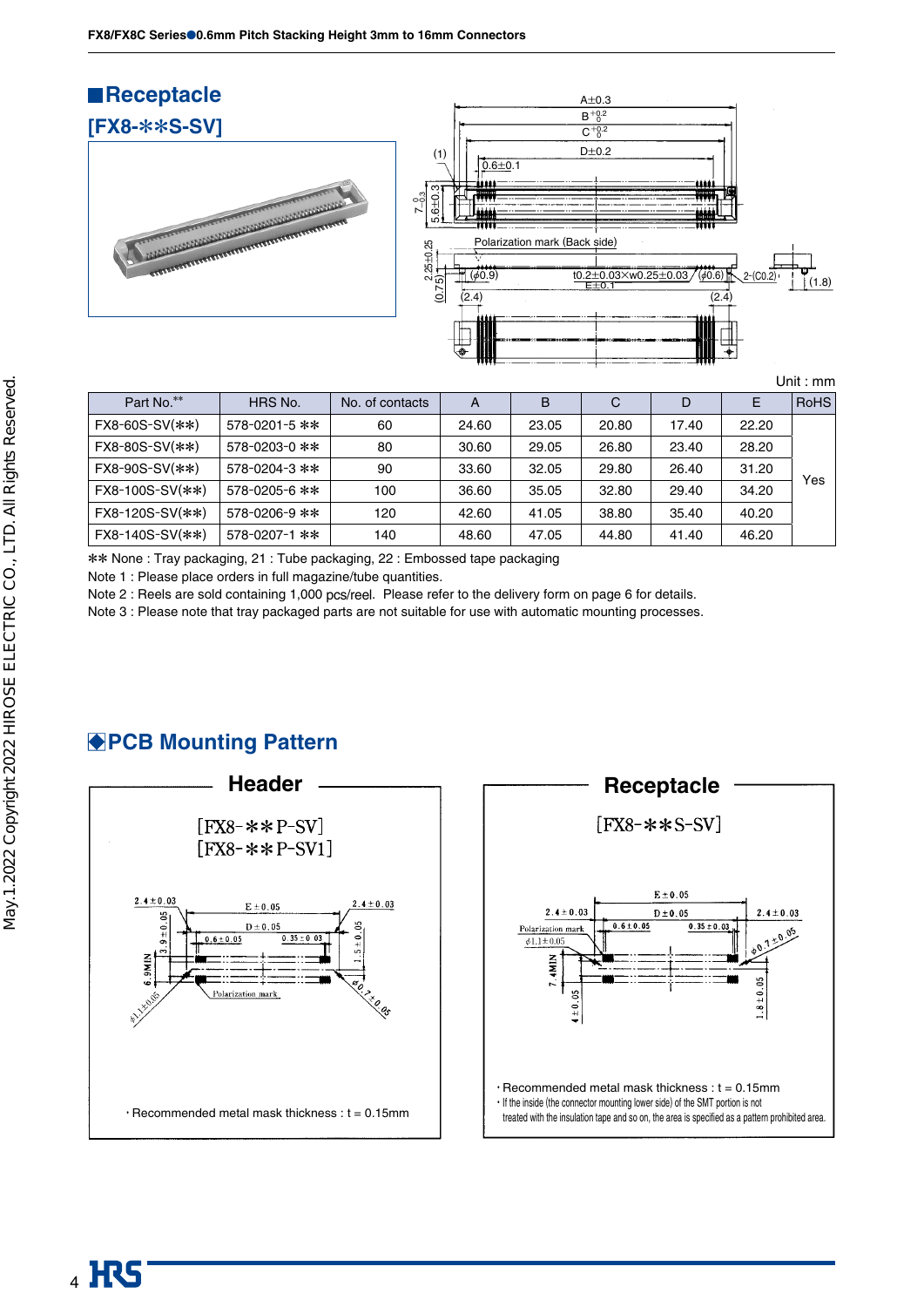## ■Receptacle

### [FX8-∗∗S-SV]

Unit : mm

| Part No.** | HRS No. | No. of contacts | A | B | C | D | E | RoHS |
|---|---|---|---|---|---|---|---|---|
| FX8-60S-SV(∗∗) | 578-0201-5 ∗∗ | 60 | 24.60 | 23.05 | 20.80 | 17.40 | 22.20 | Yes |
| FX8-80S-SV(∗∗) | 578-0203-0 ∗∗ | 80 | 30.60 | 29.05 | 26.80 | 23.40 | 28.20 | |
| FX8-90S-SV(∗∗) | 578-0204-3 ∗∗ | 90 | 33.60 | 32.05 | 29.80 | 26.40 | 31.20 | |
| FX8-100S-SV(∗∗) | 578-0205-6 ∗∗ | 100 | 36.60 | 35.05 | 32.80 | 29.40 | 34.20 | |
| FX8-120S-SV(∗∗) | 578-0206-9 ∗∗ | 120 | 42.60 | 41.05 | 38.80 | 35.40 | 40.20 | |
| FX8-140S-SV(∗∗) | 578-0207-1 ∗∗ | 140 | 48.60 | 47.05 | 44.80 | 41.40 | 46.20 | |

∗∗ None : Tray packaging, 21 : Tube packaging, 22 : Embossed tape packaging

Note 1 : Please place orders in full magazine/tube quantities.

Note 2 : Reels are sold containing 1,000 pcs/reel. Please refer to the delivery form on page 6 for details.

Note 3 : Please note that tray packaged parts are not suitable for use with automatic mounting processes.

## ◆PCB Mounting Pattern

### Header

[FX8-∗∗P-SV]
[FX8-∗∗P-SV1]

・Recommended metal mask thickness : t = 0.15mm

### Receptacle

[FX8-∗∗S-SV]

・Recommended metal mask thickness : t = 0.15mm

・If the inside (the connector mounting lower side) of the SMT portion is not treated with the insulation tape and so on, the area is specified as a pattern prohibited area.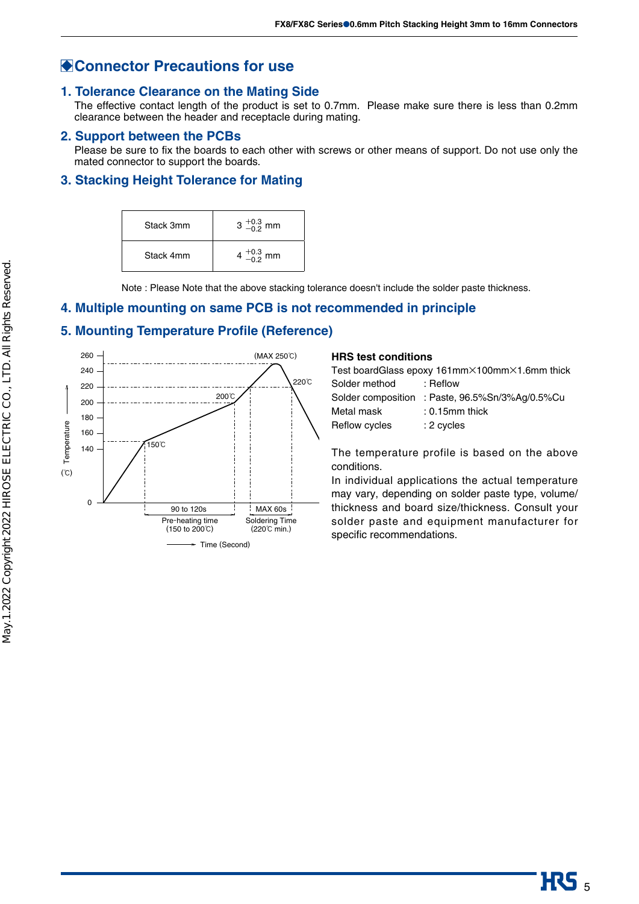## ◆Connector Precautions for use

### 1. Tolerance Clearance on the Mating Side

The effective contact length of the product is set to 0.7mm. Please make sure there is less than 0.2mm clearance between the header and receptacle during mating.

### 2. Support between the PCBs

Please be sure to fix the boards to each other with screws or other means of support. Do not use only the mated connector to support the boards.

### 3. Stacking Height Tolerance for Mating

| | |
|---|---|
| Stack 3mm | $3^{+0.3}_{-0.2}$ mm |
| Stack 4mm | $4^{+0.3}_{-0.2}$ mm |

Note : Please Note that the above stacking tolerance doesn't include the solder paste thickness.

### 4. Multiple mounting on same PCB is not recommended in principle

### 5. Mounting Temperature Profile (Reference)

Temperature (℃): 0, 140, 160, 180, 200, 220, 240, 260

(MAX 250℃), 220℃, 200℃, 150℃

90 to 120s — Pre-heating time (150 to 200℃)

MAX 60s — Soldering Time (220℃ min.)

Time (Second)

**HRS test conditions**

Test boardGlass epoxy 161mm×100mm×1.6mm thick

Solder method : Reflow

Solder composition : Paste, 96.5%Sn/3%Ag/0.5%Cu

Metal mask : 0.15mm thick

Reflow cycles : 2 cycles

The temperature profile is based on the above conditions.

In individual applications the actual temperature may vary, depending on solder paste type, volume/thickness and board size/thickness. Consult your solder paste and equipment manufacturer for specific recommendations.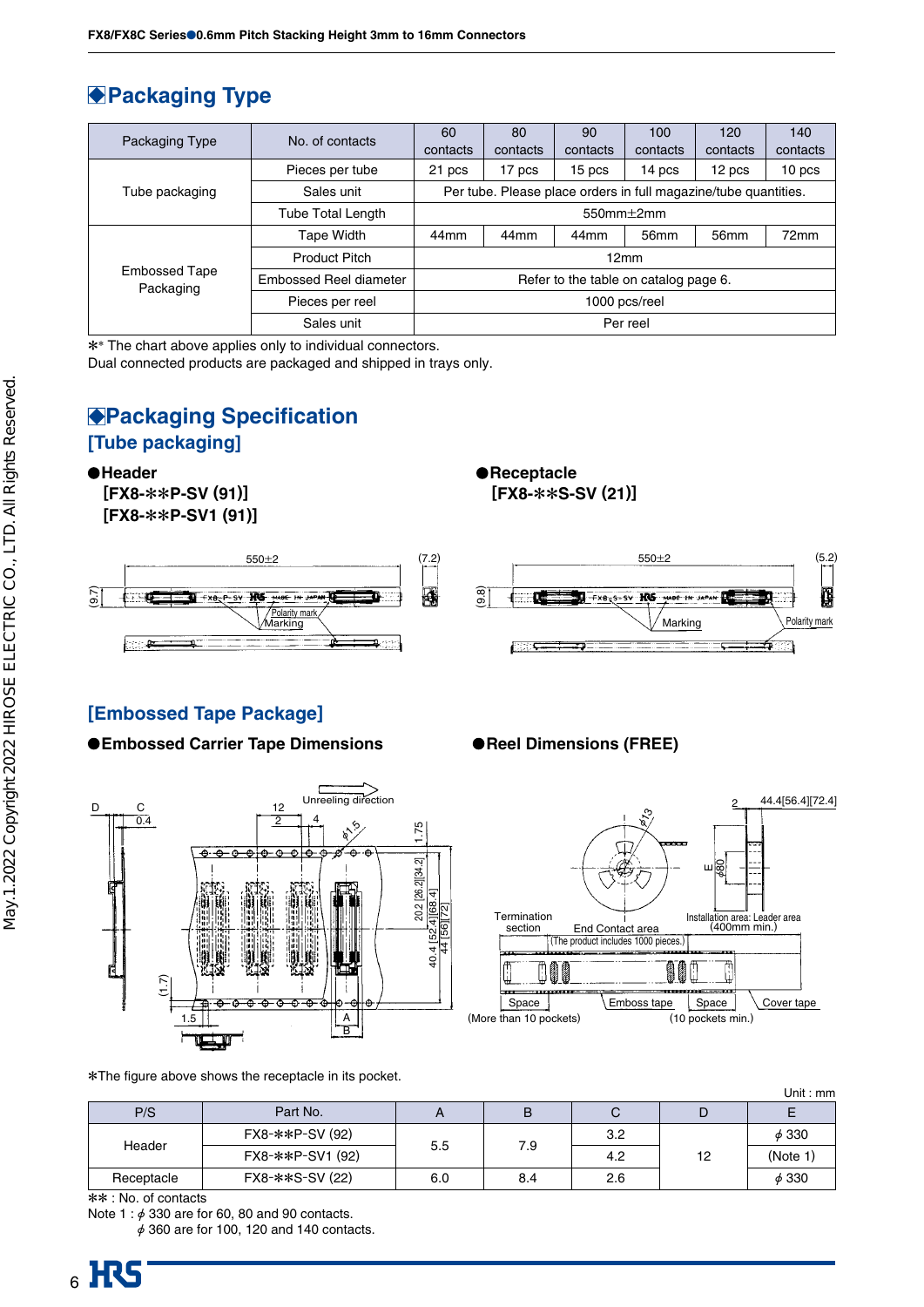## ◆Packaging Type

| Packaging Type | No. of contacts | 60 contacts | 80 contacts | 90 contacts | 100 contacts | 120 contacts | 140 contacts |
|---|---|---|---|---|---|---|---|
| Tube packaging | Pieces per tube | 21 pcs | 17 pcs | 15 pcs | 14 pcs | 12 pcs | 10 pcs |
| | Sales unit | Per tube. Please place orders in full magazine/tube quantities. | | | | | |
| | Tube Total Length | 550mm±2mm | | | | | |
| Embossed Tape Packaging | Tape Width | 44mm | 44mm | 44mm | 56mm | 56mm | 72mm |
| | Product Pitch | 12mm | | | | | |
| | Embossed Reel diameter | Refer to the table on catalog page 6. | | | | | |
| | Pieces per reel | 1000 pcs/reel | | | | | |
| | Sales unit | Per reel | | | | | |

✻* The chart above applies only to individual connectors.
Dual connected products are packaged and shipped in trays only.

## ◆Packaging Specification

### [Tube packaging]

●**Header**
**[FX8-✻✻P-SV (91)]**
**[FX8-✻✻P-SV1 (91)]**

●**Receptacle**
**[FX8-✻✻S-SV (21)]**

### [Embossed Tape Package]

●**Embossed Carrier Tape Dimensions**

●**Reel Dimensions (FREE)**

✻The figure above shows the receptacle in its pocket.

Unit : mm

| P/S | Part No. | A | B | C | D | E |
|---|---|---|---|---|---|---|
| Header | FX8-✻✻P-SV (92) | 5.5 | 7.9 | 3.2 | 12 | ϕ 330 |
| | FX8-✻✻P-SV1 (92) | | | 4.2 | | (Note 1) |
| Receptacle | FX8-✻✻S-SV (22) | 6.0 | 8.4 | 2.6 | | ϕ 330 |

✻✻ : No. of contacts
Note 1 : ϕ 330 are for 60, 80 and 90 contacts.
ϕ 360 are for 100, 120 and 140 contacts.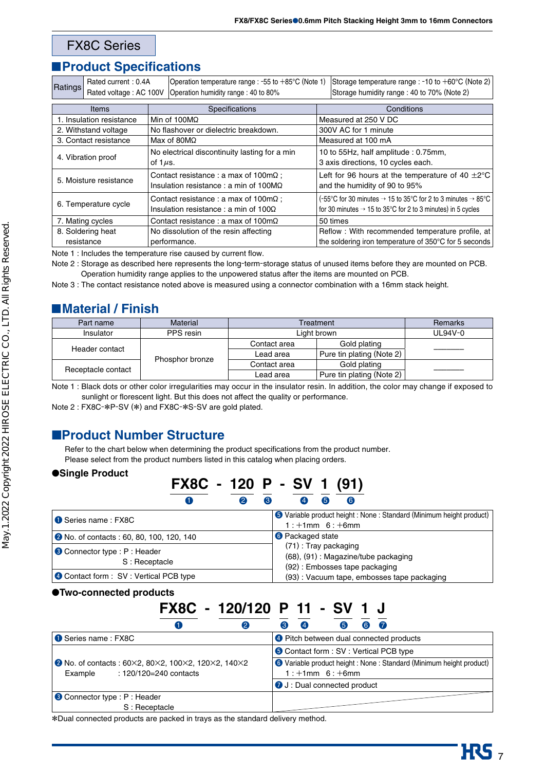# FX8C Series

## Product Specifications

| Ratings | Rated current : 0.4A<br>Rated voltage : AC 100V | Operation temperature range : -55 to +85°C (Note 1)<br>Operation humidity range : 40 to 80% | Storage temperature range : -10 to +60°C (Note 2)<br>Storage humidity range : 40 to 70% (Note 2) |
|---|---|---|---|

| Items | Specifications | Conditions |
|---|---|---|
| 1. Insulation resistance | Min of 100MΩ | Measured at 250 V DC |
| 2. Withstand voltage | No flashover or dielectric breakdown. | 300V AC for 1 minute |
| 3. Contact resistance | Max of 80MΩ | Measured at 100 mA |
| 4. Vibration proof | No electrical discontinuity lasting for a min of 1μs. | 10 to 55Hz, half amplitude : 0.75mm, 3 axis directions, 10 cycles each. |
| 5. Moisture resistance | Contact resistance : a max of 100mΩ ;<br>Insulation resistance : a min of 100MΩ | Left for 96 hours at the temperature of 40 ±2°C and the humidity of 90 to 95% |
| 6. Temperature cycle | Contact resistance : a max of 100mΩ ;<br>Insulation resistance : a min of 100Ω | (-55°C for 30 minutes → 15 to 35°C for 2 to 3 minutes → 85°C for 30 minutes → 15 to 35°C for 2 to 3 minutes) in 5 cycles |
| 7. Mating cycles | Contact resistance : a max of 100mΩ | 50 times |
| 8. Soldering heat resistance | No dissolution of the resin affecting performance. | Reflow : With recommended temperature profile, at the soldering iron temperature of 350°C for 5 seconds |

Note 1 : Includes the temperature rise caused by current flow.
Note 2 : Storage as described here represents the long-term-storage status of unused items before they are mounted on PCB. Operation humidity range applies to the unpowered status after the items are mounted on PCB.
Note 3 : The contact resistance noted above is measured using a connector combination with a 16mm stack height.

## Material / Finish

| Part name | Material | Treatment | | Remarks |
|---|---|---|---|---|
| Insulator | PPS resin | Light brown | | UL94V-0 |
| Header contact | Phosphor bronze | Contact area | Gold plating | ——— |
| | | Lead area | Pure tin plating (Note 2) | |
| Receptacle contact | | Contact area | Gold plating | ——— |
| | | Lead area | Pure tin plating (Note 2) | |

Note 1 : Black dots or other color irregularities may occur in the insulator resin. In addition, the color may change if exposed to sunlight or florescent light. But this does not affect the quality or performance.
Note 2 : FX8C-*P-SV (*) and FX8C-*S-SV are gold plated.

## Product Number Structure

Refer to the chart below when determining the product specifications from the product number.
Please select from the product numbers listed in this catalog when placing orders.

### ●Single Product

**FX8C - 120 P - SV 1 (91)**
❶ ❷ ❸ ❹ ❺ ❻

| | |
|---|---|
| ❶ Series name : FX8C | ❺ Variable product height : None : Standard (Minimum height product)<br>1 : +1mm 6 : +6mm |
| ❷ No. of contacts : 60, 80, 100, 120, 140 | ❻ Packaged state<br>(71) : Tray packaging<br>(68), (91) : Magazine/tube packaging<br>(92) : Embosses tape packaging<br>(93) : Vacuum tape, embosses tape packaging |
| ❸ Connector type : P : Header<br>S : Receptacle | |
| ❹ Contact form : SV : Vertical PCB type | |

### ●Two-connected products

**FX8C - 120/120 P 11 - SV 1 J**
❶ ❷ ❸ ❹ ❺ ❻ ❼

| | |
|---|---|
| ❶ Series name : FX8C | ❹ Pitch between dual connected products |
| ❷ No. of contacts : 60×2, 80×2, 100×2, 120×2, 140×2<br>Example : 120/120=240 contacts | ❺ Contact form : SV : Vertical PCB type<br>❻ Variable product height : None : Standard (Minimum height product)<br>1 : +1mm 6 : +6mm<br>❼ J : Dual connected product |
| ❸ Connector type : P : Header<br>S : Receptacle | |

*Dual connected products are packed in trays as the standard delivery method.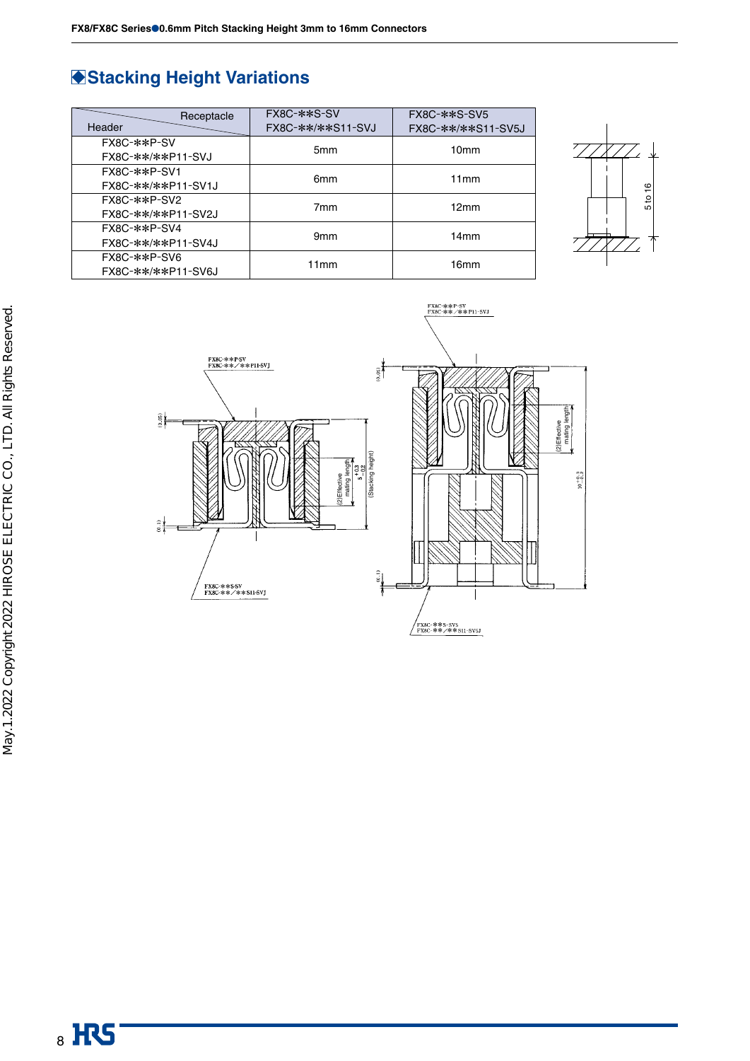## ◆Stacking Height Variations

| Header \ Receptacle | FX8C-✻✻S-SV<br>FX8C-✻✻/✻✻S11-SVJ | FX8C-✻✻S-SV5<br>FX8C-✻✻/✻✻S11-SV5J |
|---|---|---|
| FX8C-✻✻P-SV<br>FX8C-✻✻/✻✻P11-SVJ | 5mm | 10mm |
| FX8C-✻✻P-SV1<br>FX8C-✻✻/✻✻P11-SV1J | 6mm | 11mm |
| FX8C-✻✻P-SV2<br>FX8C-✻✻/✻✻P11-SV2J | 7mm | 12mm |
| FX8C-✻✻P-SV4<br>FX8C-✻✻/✻✻P11-SV4J | 9mm | 14mm |
| FX8C-✻✻P-SV6<br>FX8C-✻✻/✻✻P11-SV6J | 11mm | 16mm |

5 to 16

FX8C-✻✻P-SV
FX8C-✻✻/✻✻P11-SVJ

(0.05)

(0.1)

(2)Effective mating length

$5^{+0.3}_{-0.2}$

(Stacking height)

FX8C-✻✻S-SV
FX8C-✻✻/✻✻S11-SVJ

FX8C-✻✻P-SV
FX8C-✻✻/✻✻P11-SVJ

(0.05)

(2)Effective mating length

$10^{+0.3}_{-0.2}$

(0.1)

FX8C-✻✻S-SV5
FX8C-✻✻/✻✻S11-SV5J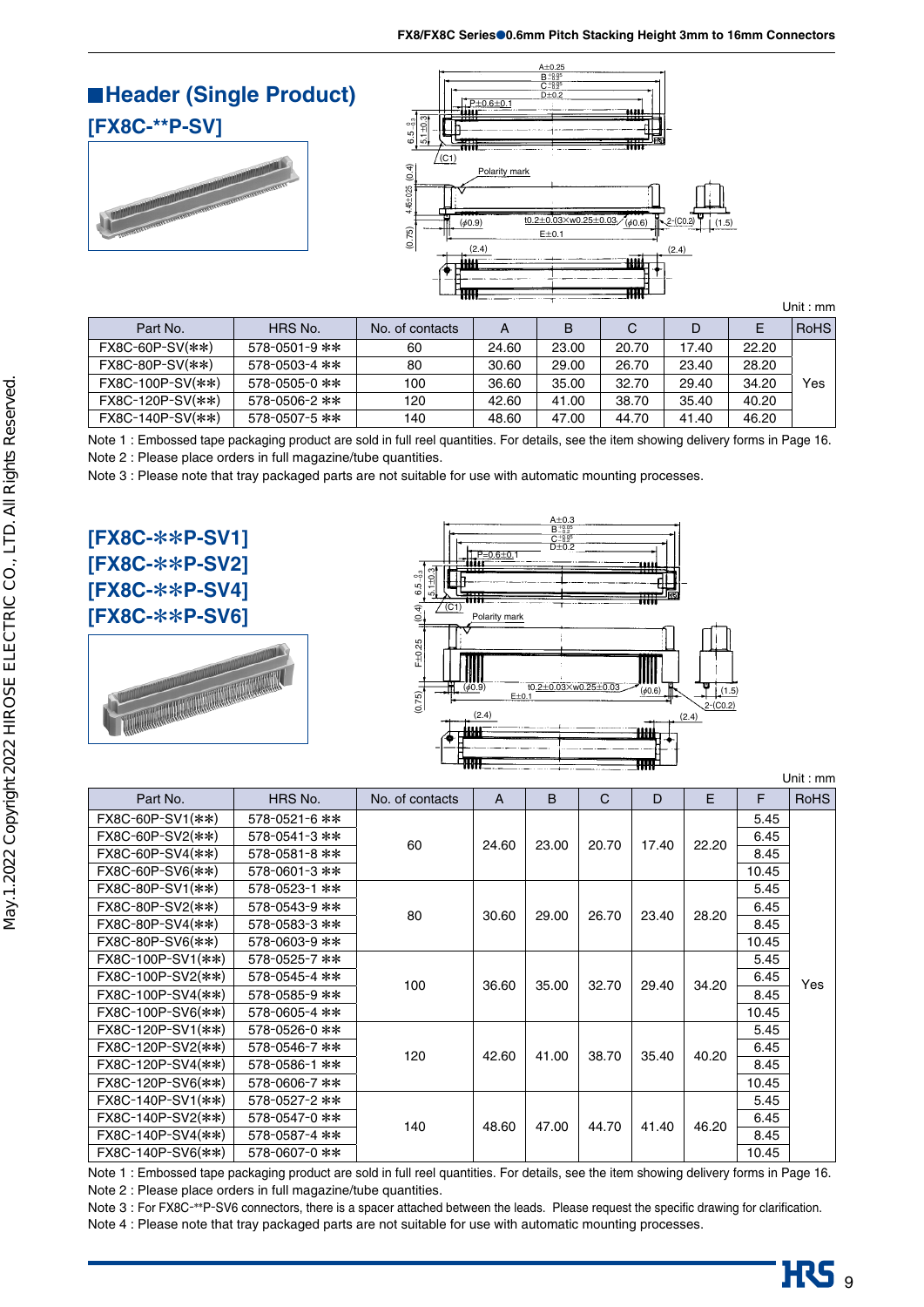## ■Header (Single Product)

### [FX8C-**P-SV]

Unit : mm

| Part No. | HRS No. | No. of contacts | A | B | C | D | E | RoHS |
|---|---|---|---|---|---|---|---|---|
| FX8C-60P-SV(**) | 578-0501-9 ** | 60 | 24.60 | 23.00 | 20.70 | 17.40 | 22.20 | Yes |
| FX8C-80P-SV(**) | 578-0503-4 ** | 80 | 30.60 | 29.00 | 26.70 | 23.40 | 28.20 | |
| FX8C-100P-SV(**) | 578-0505-0 ** | 100 | 36.60 | 35.00 | 32.70 | 29.40 | 34.20 | |
| FX8C-120P-SV(**) | 578-0506-2 ** | 120 | 42.60 | 41.00 | 38.70 | 35.40 | 40.20 | |
| FX8C-140P-SV(**) | 578-0507-5 ** | 140 | 48.60 | 47.00 | 44.70 | 41.40 | 46.20 | |

Note 1 : Embossed tape packaging product are sold in full reel quantities. For details, see the item showing delivery forms in Page 16.
Note 2 : Please place orders in full magazine/tube quantities.
Note 3 : Please note that tray packaged parts are not suitable for use with automatic mounting processes.

### [FX8C-**P-SV1]
### [FX8C-**P-SV2]
### [FX8C-**P-SV4]
### [FX8C-**P-SV6]

Unit : mm

| Part No. | HRS No. | No. of contacts | A | B | C | D | E | F | RoHS |
|---|---|---|---|---|---|---|---|---|---|
| FX8C-60P-SV1(**) | 578-0521-6 ** | 60 | 24.60 | 23.00 | 20.70 | 17.40 | 22.20 | 5.45 | Yes |
| FX8C-60P-SV2(**) | 578-0541-3 ** | | | | | | | 6.45 | |
| FX8C-60P-SV4(**) | 578-0581-8 ** | | | | | | | 8.45 | |
| FX8C-60P-SV6(**) | 578-0601-3 ** | | | | | | | 10.45 | |
| FX8C-80P-SV1(**) | 578-0523-1 ** | 80 | 30.60 | 29.00 | 26.70 | 23.40 | 28.20 | 5.45 | |
| FX8C-80P-SV2(**) | 578-0543-9 ** | | | | | | | 6.45 | |
| FX8C-80P-SV4(**) | 578-0583-3 ** | | | | | | | 8.45 | |
| FX8C-80P-SV6(**) | 578-0603-9 ** | | | | | | | 10.45 | |
| FX8C-100P-SV1(**) | 578-0525-7 ** | 100 | 36.60 | 35.00 | 32.70 | 29.40 | 34.20 | 5.45 | |
| FX8C-100P-SV2(**) | 578-0545-4 ** | | | | | | | 6.45 | |
| FX8C-100P-SV4(**) | 578-0585-9 ** | | | | | | | 8.45 | |
| FX8C-100P-SV6(**) | 578-0605-4 ** | | | | | | | 10.45 | |
| FX8C-120P-SV1(**) | 578-0526-0 ** | 120 | 42.60 | 41.00 | 38.70 | 35.40 | 40.20 | 5.45 | |
| FX8C-120P-SV2(**) | 578-0546-7 ** | | | | | | | 6.45 | |
| FX8C-120P-SV4(**) | 578-0586-1 ** | | | | | | | 8.45 | |
| FX8C-120P-SV6(**) | 578-0606-7 ** | | | | | | | 10.45 | |
| FX8C-140P-SV1(**) | 578-0527-2 ** | 140 | 48.60 | 47.00 | 44.70 | 41.40 | 46.20 | 5.45 | |
| FX8C-140P-SV2(**) | 578-0547-0 ** | | | | | | | 6.45 | |
| FX8C-140P-SV4(**) | 578-0587-4 ** | | | | | | | 8.45 | |
| FX8C-140P-SV6(**) | 578-0607-0 ** | | | | | | | 10.45 | |

Note 1 : Embossed tape packaging product are sold in full reel quantities. For details, see the item showing delivery forms in Page 16.
Note 2 : Please place orders in full magazine/tube quantities.
Note 3 : For FX8C-**P-SV6 connectors, there is a spacer attached between the leads. Please request the specific drawing for clarification.
Note 4 : Please note that tray packaged parts are not suitable for use with automatic mounting processes.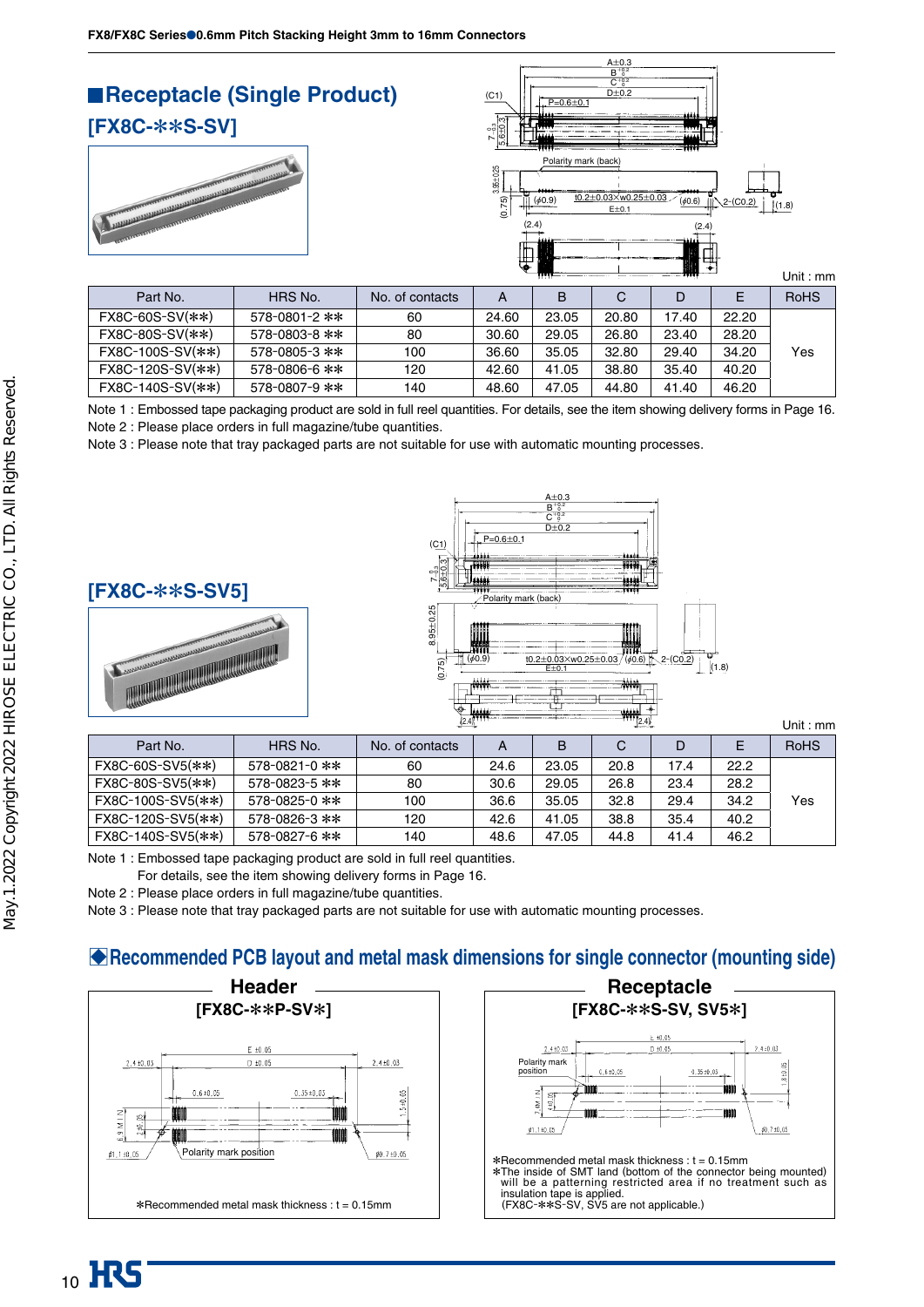## ■Receptacle (Single Product)

### [FX8C-**S-SV]

Unit : mm

| Part No. | HRS No. | No. of contacts | A | B | C | D | E | RoHS |
|---|---|---|---|---|---|---|---|---|
| FX8C-60S-SV(**) | 578-0801-2 ** | 60 | 24.60 | 23.05 | 20.80 | 17.40 | 22.20 | Yes |
| FX8C-80S-SV(**) | 578-0803-8 ** | 80 | 30.60 | 29.05 | 26.80 | 23.40 | 28.20 | |
| FX8C-100S-SV(**) | 578-0805-3 ** | 100 | 36.60 | 35.05 | 32.80 | 29.40 | 34.20 | |
| FX8C-120S-SV(**) | 578-0806-6 ** | 120 | 42.60 | 41.05 | 38.80 | 35.40 | 40.20 | |
| FX8C-140S-SV(**) | 578-0807-9 ** | 140 | 48.60 | 47.05 | 44.80 | 41.40 | 46.20 | |

Note 1 : Embossed tape packaging product are sold in full reel quantities. For details, see the item showing delivery forms in Page 16.
Note 2 : Please place orders in full magazine/tube quantities.
Note 3 : Please note that tray packaged parts are not suitable for use with automatic mounting processes.

### [FX8C-**S-SV5]

Unit : mm

| Part No. | HRS No. | No. of contacts | A | B | C | D | E | RoHS |
|---|---|---|---|---|---|---|---|---|
| FX8C-60S-SV5(**) | 578-0821-0 ** | 60 | 24.6 | 23.05 | 20.8 | 17.4 | 22.2 | Yes |
| FX8C-80S-SV5(**) | 578-0823-5 ** | 80 | 30.6 | 29.05 | 26.8 | 23.4 | 28.2 | |
| FX8C-100S-SV5(**) | 578-0825-0 ** | 100 | 36.6 | 35.05 | 32.8 | 29.4 | 34.2 | |
| FX8C-120S-SV5(**) | 578-0826-3 ** | 120 | 42.6 | 41.05 | 38.8 | 35.4 | 40.2 | |
| FX8C-140S-SV5(**) | 578-0827-6 ** | 140 | 48.6 | 47.05 | 44.8 | 41.4 | 46.2 | |

Note 1 : Embossed tape packaging product are sold in full reel quantities.
For details, see the item showing delivery forms in Page 16.
Note 2 : Please place orders in full magazine/tube quantities.
Note 3 : Please note that tray packaged parts are not suitable for use with automatic mounting processes.

## ◆Recommended PCB layout and metal mask dimensions for single connector (mounting side)

### Header

**[FX8C-**P-SV*]**

*Recommended metal mask thickness : t = 0.15mm

### Receptacle

**[FX8C-**S-SV, SV5*]**

*Recommended metal mask thickness : t = 0.15mm
*The inside of SMT land (bottom of the connector being mounted) will be a patterning restricted area if no treatment such as insulation tape is applied.
(FX8C-**S-SV, SV5 are not applicable.)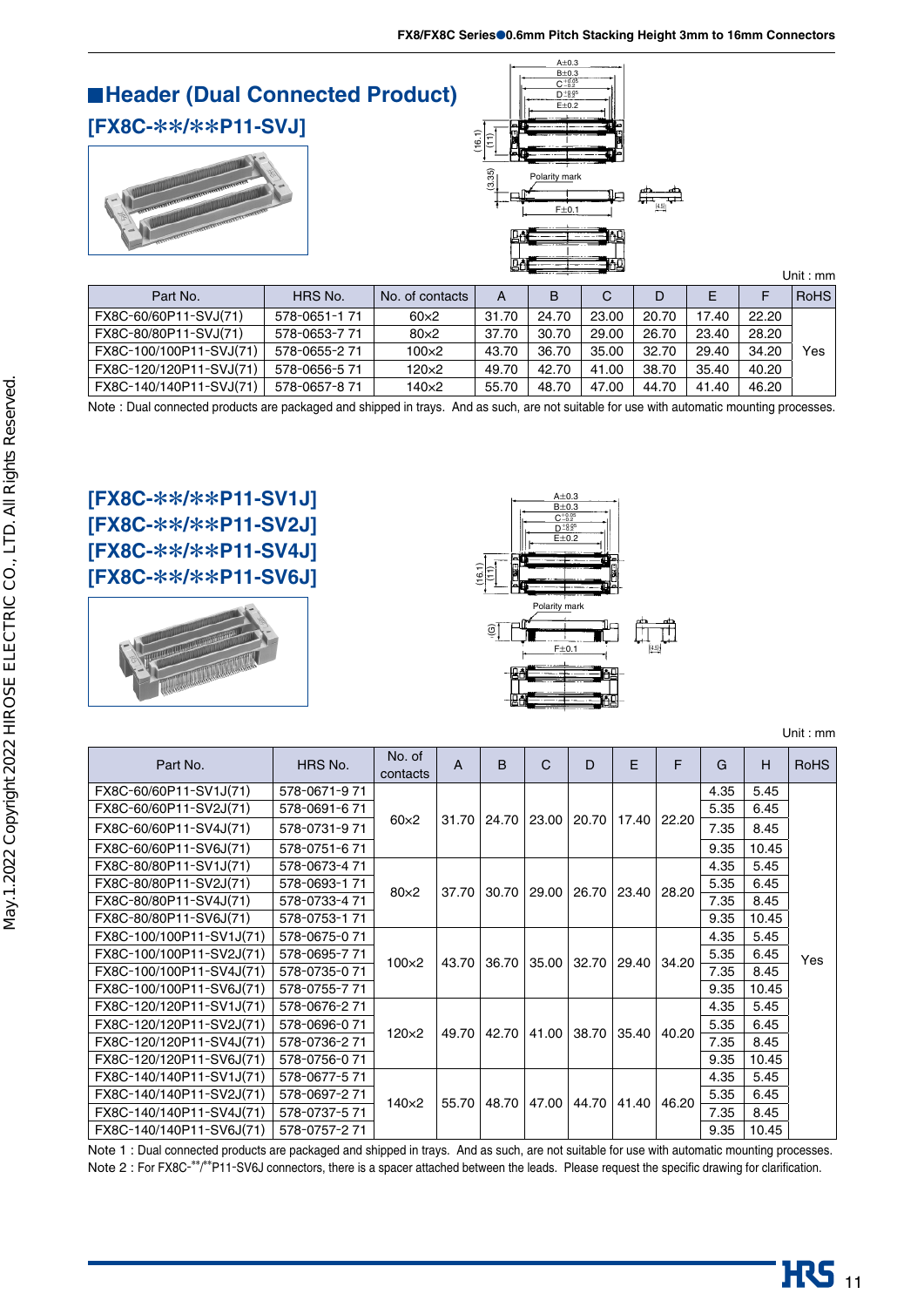## ■Header (Dual Connected Product)

### [FX8C-**/**P11-SVJ]

Unit : mm

| Part No. | HRS No. | No. of contacts | A | B | C | D | E | F | RoHS |
|---|---|---|---|---|---|---|---|---|---|
| FX8C-60/60P11-SVJ(71) | 578-0651-1 71 | 60×2 | 31.70 | 24.70 | 23.00 | 20.70 | 17.40 | 22.20 | Yes |
| FX8C-80/80P11-SVJ(71) | 578-0653-7 71 | 80×2 | 37.70 | 30.70 | 29.00 | 26.70 | 23.40 | 28.20 | |
| FX8C-100/100P11-SVJ(71) | 578-0655-2 71 | 100×2 | 43.70 | 36.70 | 35.00 | 32.70 | 29.40 | 34.20 | |
| FX8C-120/120P11-SVJ(71) | 578-0656-5 71 | 120×2 | 49.70 | 42.70 | 41.00 | 38.70 | 35.40 | 40.20 | |
| FX8C-140/140P11-SVJ(71) | 578-0657-8 71 | 140×2 | 55.70 | 48.70 | 47.00 | 44.70 | 41.40 | 46.20 | |

Note : Dual connected products are packaged and shipped in trays. And as such, are not suitable for use with automatic mounting processes.

### [FX8C-**/**P11-SV1J]
### [FX8C-**/**P11-SV2J]
### [FX8C-**/**P11-SV4J]
### [FX8C-**/**P11-SV6J]

Unit : mm

| Part No. | HRS No. | No. of contacts | A | B | C | D | E | F | G | H | RoHS |
|---|---|---|---|---|---|---|---|---|---|---|---|
| FX8C-60/60P11-SV1J(71) | 578-0671-9 71 | 60×2 | 31.70 | 24.70 | 23.00 | 20.70 | 17.40 | 22.20 | 4.35 | 5.45 | Yes |
| FX8C-60/60P11-SV2J(71) | 578-0691-6 71 | | | | | | | | 5.35 | 6.45 | |
| FX8C-60/60P11-SV4J(71) | 578-0731-9 71 | | | | | | | | 7.35 | 8.45 | |
| FX8C-60/60P11-SV6J(71) | 578-0751-6 71 | | | | | | | | 9.35 | 10.45 | |
| FX8C-80/80P11-SV1J(71) | 578-0673-4 71 | 80×2 | 37.70 | 30.70 | 29.00 | 26.70 | 23.40 | 28.20 | 4.35 | 5.45 | |
| FX8C-80/80P11-SV2J(71) | 578-0693-1 71 | | | | | | | | 5.35 | 6.45 | |
| FX8C-80/80P11-SV4J(71) | 578-0733-4 71 | | | | | | | | 7.35 | 8.45 | |
| FX8C-80/80P11-SV6J(71) | 578-0753-1 71 | | | | | | | | 9.35 | 10.45 | |
| FX8C-100/100P11-SV1J(71) | 578-0675-0 71 | 100×2 | 43.70 | 36.70 | 35.00 | 32.70 | 29.40 | 34.20 | 4.35 | 5.45 | |
| FX8C-100/100P11-SV2J(71) | 578-0695-7 71 | | | | | | | | 5.35 | 6.45 | |
| FX8C-100/100P11-SV4J(71) | 578-0735-0 71 | | | | | | | | 7.35 | 8.45 | |
| FX8C-100/100P11-SV6J(71) | 578-0755-7 71 | | | | | | | | 9.35 | 10.45 | |
| FX8C-120/120P11-SV1J(71) | 578-0676-2 71 | 120×2 | 49.70 | 42.70 | 41.00 | 38.70 | 35.40 | 40.20 | 4.35 | 5.45 | |
| FX8C-120/120P11-SV2J(71) | 578-0696-0 71 | | | | | | | | 5.35 | 6.45 | |
| FX8C-120/120P11-SV4J(71) | 578-0736-2 71 | | | | | | | | 7.35 | 8.45 | |
| FX8C-120/120P11-SV6J(71) | 578-0756-0 71 | | | | | | | | 9.35 | 10.45 | |
| FX8C-140/140P11-SV1J(71) | 578-0677-5 71 | 140×2 | 55.70 | 48.70 | 47.00 | 44.70 | 41.40 | 46.20 | 4.35 | 5.45 | |
| FX8C-140/140P11-SV2J(71) | 578-0697-2 71 | | | | | | | | 5.35 | 6.45 | |
| FX8C-140/140P11-SV4J(71) | 578-0737-5 71 | | | | | | | | 7.35 | 8.45 | |
| FX8C-140/140P11-SV6J(71) | 578-0757-2 71 | | | | | | | | 9.35 | 10.45 | |

Note 1 : Dual connected products are packaged and shipped in trays. And as such, are not suitable for use with automatic mounting processes.
Note 2 : For FX8C-**/**P11-SV6J connectors, there is a spacer attached between the leads. Please request the specific drawing for clarification.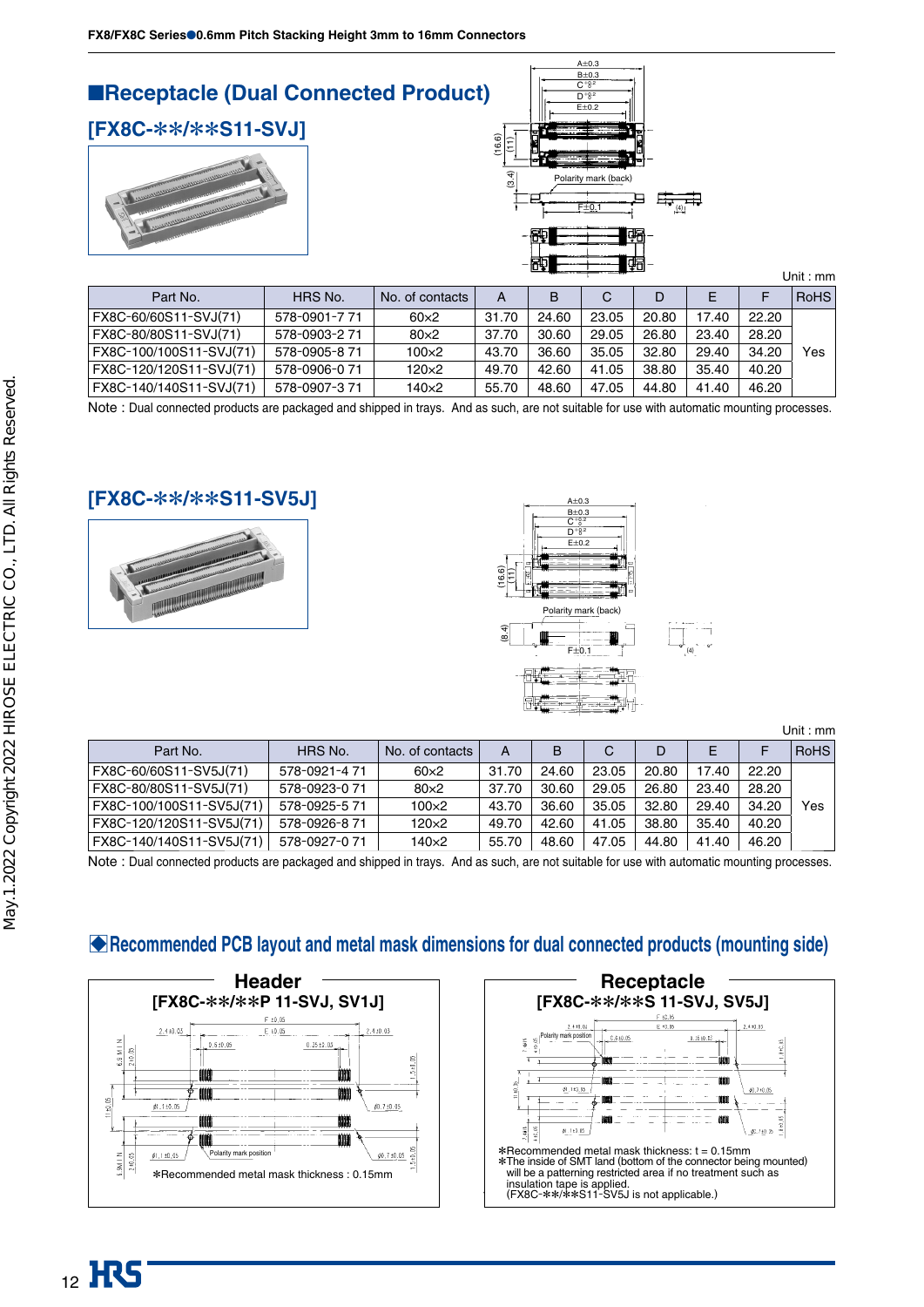## ■Receptacle (Dual Connected Product)

### [FX8C-**/**S11-SVJ]

Unit : mm

| Part No. | HRS No. | No. of contacts | A | B | C | D | E | F | RoHS |
|---|---|---|---|---|---|---|---|---|---|
| FX8C-60/60S11-SVJ(71) | 578-0901-7 71 | 60×2 | 31.70 | 24.60 | 23.05 | 20.80 | 17.40 | 22.20 | Yes |
| FX8C-80/80S11-SVJ(71) | 578-0903-2 71 | 80×2 | 37.70 | 30.60 | 29.05 | 26.80 | 23.40 | 28.20 | |
| FX8C-100/100S11-SVJ(71) | 578-0905-8 71 | 100×2 | 43.70 | 36.60 | 35.05 | 32.80 | 29.40 | 34.20 | |
| FX8C-120/120S11-SVJ(71) | 578-0906-0 71 | 120×2 | 49.70 | 42.60 | 41.05 | 38.80 | 35.40 | 40.20 | |
| FX8C-140/140S11-SVJ(71) | 578-0907-3 71 | 140×2 | 55.70 | 48.60 | 47.05 | 44.80 | 41.40 | 46.20 | |

Note : Dual connected products are packaged and shipped in trays. And as such, are not suitable for use with automatic mounting processes.

### [FX8C-**/**S11-SV5J]

Unit : mm

| Part No. | HRS No. | No. of contacts | A | B | C | D | E | F | RoHS |
|---|---|---|---|---|---|---|---|---|---|
| FX8C-60/60S11-SV5J(71) | 578-0921-4 71 | 60×2 | 31.70 | 24.60 | 23.05 | 20.80 | 17.40 | 22.20 | Yes |
| FX8C-80/80S11-SV5J(71) | 578-0923-0 71 | 80×2 | 37.70 | 30.60 | 29.05 | 26.80 | 23.40 | 28.20 | |
| FX8C-100/100S11-SV5J(71) | 578-0925-5 71 | 100×2 | 43.70 | 36.60 | 35.05 | 32.80 | 29.40 | 34.20 | |
| FX8C-120/120S11-SV5J(71) | 578-0926-8 71 | 120×2 | 49.70 | 42.60 | 41.05 | 38.80 | 35.40 | 40.20 | |
| FX8C-140/140S11-SV5J(71) | 578-0927-0 71 | 140×2 | 55.70 | 48.60 | 47.05 | 44.80 | 41.40 | 46.20 | |

Note : Dual connected products are packaged and shipped in trays. And as such, are not suitable for use with automatic mounting processes.

## ◆Recommended PCB layout and metal mask dimensions for dual connected products (mounting side)

### Header
**[FX8C-**/**P 11-SVJ, SV1J]**

*Recommended metal mask thickness : 0.15mm

### Receptacle
**[FX8C-**/**S 11-SVJ, SV5J]**

*Recommended metal mask thickness: t = 0.15mm
*The inside of SMT land (bottom of the connector being mounted) will be a patterning restricted area if no treatment such as insulation tape is applied.
(FX8C-**/**S11-SV5J is not applicable.)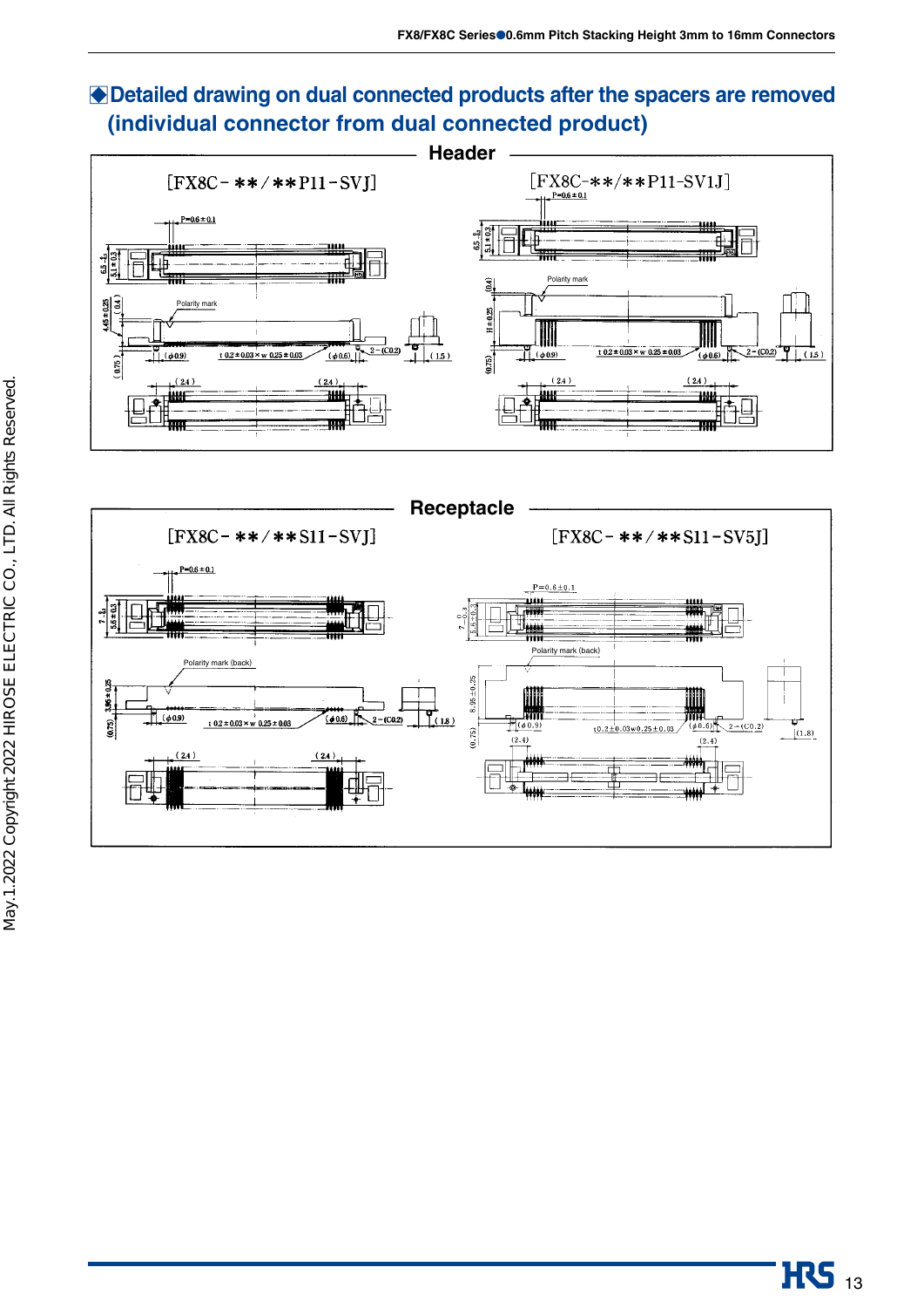## ◆Detailed drawing on dual connected products after the spacers are removed (individual connector from dual connected product)

### Header

[FX8C-**/**P11-SVJ]

P=0.6±0.1

6.5-0.1 / 5.1±0.3

Polarity mark

4.45±0.25 / (0.4)

(0.75)

(φ0.9)  t 0.2±0.03×w 0.25±0.03  (φ0.6)  2-(C0.2)  (1.5)

(2.4)  (2.4)

[FX8C-**/**P11-SV1J]

P=0.6±0.1

6.5-0.1 / 5.1±0.3

Polarity mark

(0.4)

H±0.25

(0.75)

(φ0.9)  t 0.2±0.03×w 0.25±0.03  (φ0.6)  2-(C0.2)  (1.5)

(2.4)  (2.4)

### Receptacle

[FX8C-**/**S11-SVJ]

P=0.6±0.1

7-0.1 / 5.6±0.3

Polarity mark (back)

3.95±0.25

(0.75)

(φ0.9)  t 0.2±0.03×w 0.25±0.03  (φ0.6)  2-(C0.2)  (1.8)

(2.4)  (2.4)

[FX8C-**/**S11-SV5J]

P=0.6±0.1

7-0.3 / 5.6±0.3

Polarity mark (back)

8.95±0.25

(0.75)

(φ0.9)  t0.2±0.03×w0.25±0.03  (φ0.6)  2-(C0.2)  (1.8)

(2.4)  (2.4)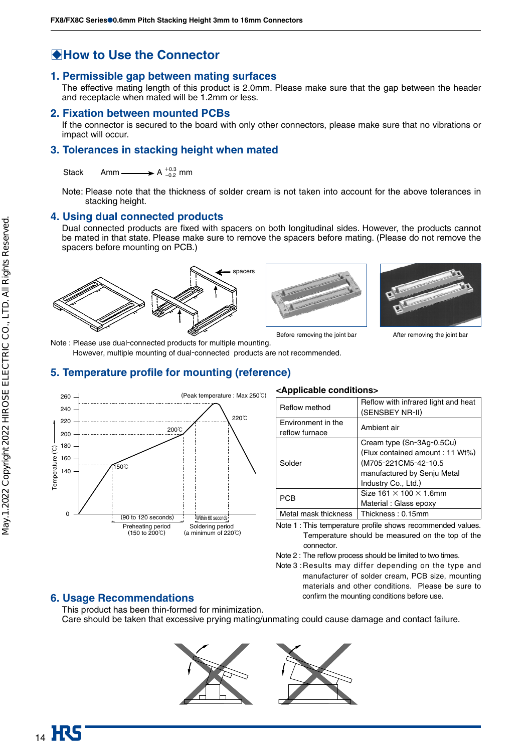## How to Use the Connector

### 1. Permissible gap between mating surfaces

The effective mating length of this product is 2.0mm. Please make sure that the gap between the header and receptacle when mated will be 1.2mm or less.

### 2. Fixation between mounted PCBs

If the connector is secured to the board with only other connectors, please make sure that no vibrations or impact will occur.

### 3. Tolerances in stacking height when mated

Stack  Amm ——→ $A^{+0.3}_{-0.2}$ mm

Note: Please note that the thickness of solder cream is not taken into account for the above tolerances in stacking height.

### 4. Using dual connected products

Dual connected products are fixed with spacers on both longitudinal sides. However, the products cannot be mated in that state. Please make sure to remove the spacers before mating. (Please do not remove the spacers before mounting on PCB.)

spacers

Before removing the joint bar

After removing the joint bar

Note : Please use dual-connected products for multiple mounting.
However, multiple mounting of dual-connected products are not recommended.

### 5. Temperature profile for mounting (reference)

(Peak temperature : Max 250℃)

Temperature (℃): 0, 140, 160, 180, 200, 220, 240, 260

150℃ / 200℃ / 220℃

(90 to 120 seconds) Preheating period (150 to 200℃)

Within 60 seconds Soldering period (a minimum of 220℃)

**<Applicable conditions>**

| | |
|---|---|
| Reflow method | Reflow with infrared light and heat (SENSBEY NR-II) |
| Environment in the reflow furnace | Ambient air |
| Solder | Cream type (Sn-3Ag-0.5Cu) (Flux contained amount : 11 Wt%) (M705-221CM5-42-10.5 manufactured by Senju Metal Industry Co., Ltd.) |
| PCB | Size 161 × 100 × 1.6mm Material : Glass epoxy |
| Metal mask thickness | Thickness : 0.15mm |

Note 1 : This temperature profile shows recommended values. Temperature should be measured on the top of the connector.

Note 2 : The reflow process should be limited to two times.

Note 3 : Results may differ depending on the type and manufacturer of solder cream, PCB size, mounting materials and other conditions. Please be sure to confirm the mounting conditions before use.

### 6. Usage Recommendations

This product has been thin-formed for minimization.
Care should be taken that excessive prying mating/unmating could cause damage and contact failure.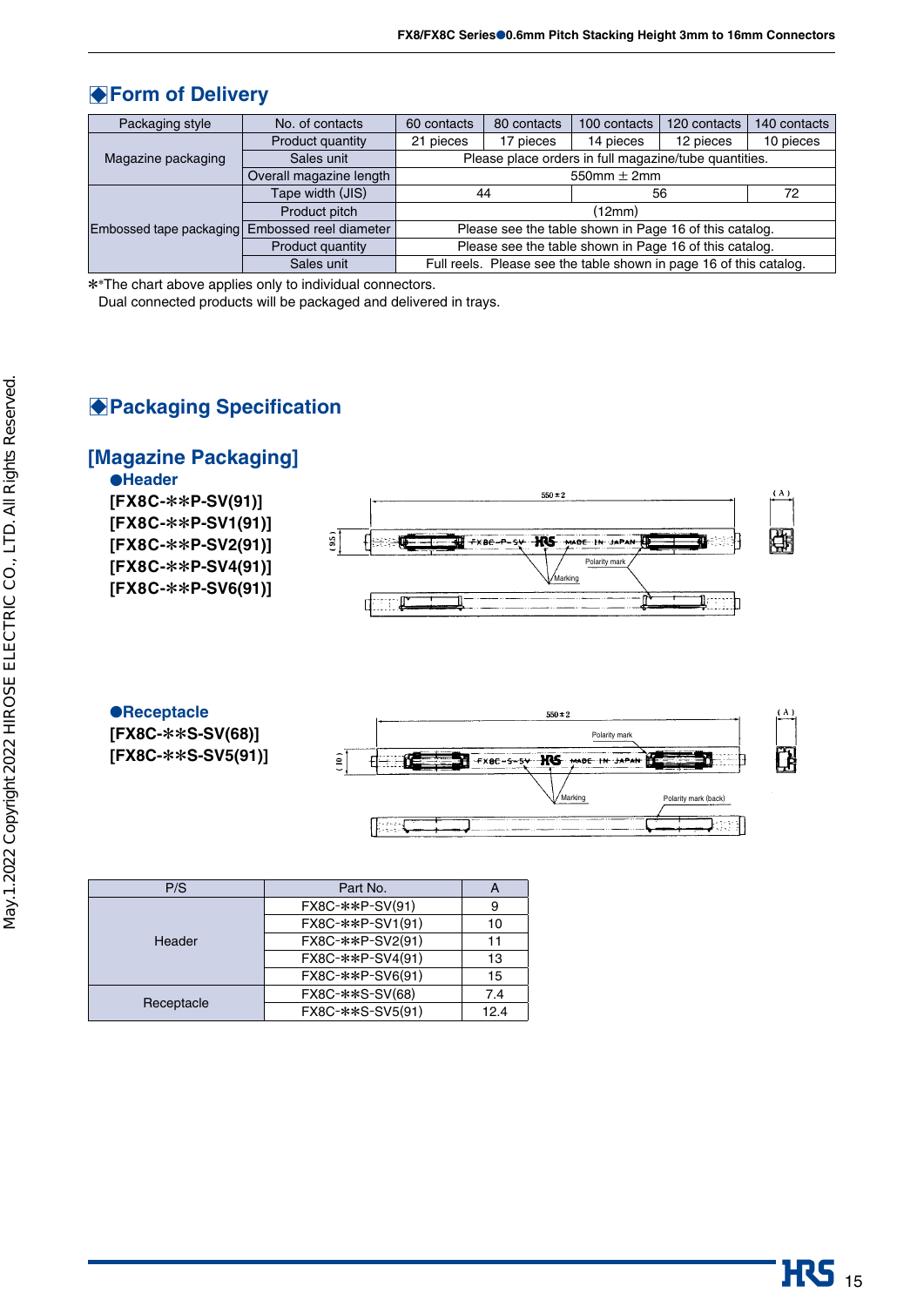## ◆Form of Delivery

| Packaging style | No. of contacts | 60 contacts | 80 contacts | 100 contacts | 120 contacts | 140 contacts |
|---|---|---|---|---|---|---|
| Magazine packaging | Product quantity | 21 pieces | 17 pieces | 14 pieces | 12 pieces | 10 pieces |
| | Sales unit | Please place orders in full magazine/tube quantities. | | | | |
| | Overall magazine length | 550mm ± 2mm | | | | |
| Embossed tape packaging | Tape width (JIS) | 44 | 56 | | | 72 |
| | Product pitch | (12mm) | | | | |
| | Embossed reel diameter | Please see the table shown in Page 16 of this catalog. | | | | |
| | Product quantity | Please see the table shown in Page 16 of this catalog. | | | | |
| | Sales unit | Full reels. Please see the table shown in page 16 of this catalog. | | | | |

✻*The chart above applies only to individual connectors.
Dual connected products will be packaged and delivered in trays.

## ◆Packaging Specification

### [Magazine Packaging]

**●Header**

**[FX8C-✻✻P-SV(91)]**
**[FX8C-✻✻P-SV1(91)]**
**[FX8C-✻✻P-SV2(91)]**
**[FX8C-✻✻P-SV4(91)]**
**[FX8C-✻✻P-SV6(91)]**

550±2
(A)
(9.5)
Polarity mark
Marking

**●Receptacle**

**[FX8C-✻✻S-SV(68)]**
**[FX8C-✻✻S-SV5(91)]**

550±2
(A)
(10)
Polarity mark
Marking
Polarity mark (back)

| P/S | Part No. | A |
|---|---|---|
| Header | FX8C-✻✻P-SV(91) | 9 |
| | FX8C-✻✻P-SV1(91) | 10 |
| | FX8C-✻✻P-SV2(91) | 11 |
| | FX8C-✻✻P-SV4(91) | 13 |
| | FX8C-✻✻P-SV6(91) | 15 |
| Receptacle | FX8C-✻✻S-SV(68) | 7.4 |
| | FX8C-✻✻S-SV5(91) | 12.4 |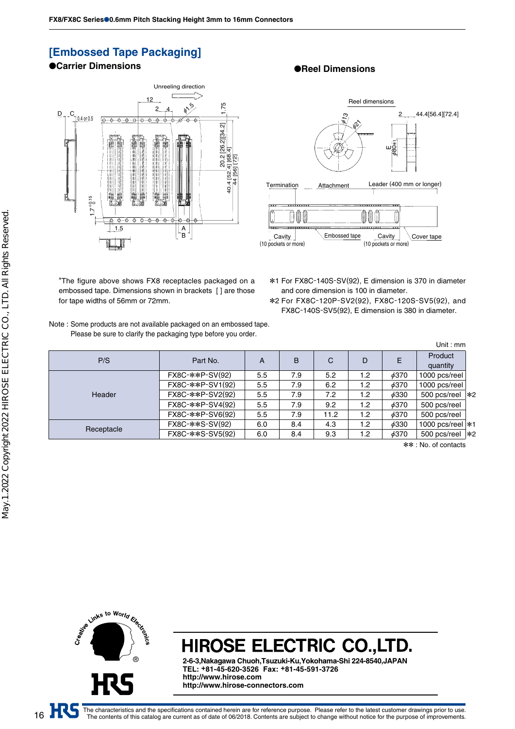## [Embossed Tape Packaging]

### ●Carrier Dimensions

Unreeling direction

12
2
4
ϕ1.5
1.75
D
C
0.4 or 0.5
20.2 [26.2][34.2]
40.4 [52.4] [68.4]
44 [56] [72]
1.7 +0.15 0
1.5
A
B

### ●Reel Dimensions

Reel dimensions
ϕ13
ϕ21
2
44.4[56.4][72.4]
E ϕ80*1

Termination
Attachment
Leader (400 mm or longer)
Cavity (10 pockets or more)
Embossed tape
Cavity (10 pockets or more)
Cover tape

*The figure above shows FX8 receptacles packaged on a embossed tape. Dimensions shown in brackets [ ] are those for tape widths of 56mm or 72mm.

∗1 For FX8C-140S-SV(92), E dimension is 370 in diameter and core dimension is 100 in diameter.

∗2 For FX8C-120P-SV2(92), FX8C-120S-SV5(92), and FX8C-140S-SV5(92), E dimension is 380 in diameter.

Note : Some products are not available packaged on an embossed tape. Please be sure to clarify the packaging type before you order.

Unit : mm

| P/S | Part No. | A | B | C | D | E | Product quantity | |
|---|---|---|---|---|---|---|---|---|
| Header | FX8C-∗∗P-SV(92) | 5.5 | 7.9 | 5.2 | 1.2 | ϕ370 | 1000 pcs/reel | |
| | FX8C-∗∗P-SV1(92) | 5.5 | 7.9 | 6.2 | 1.2 | ϕ370 | 1000 pcs/reel | |
| | FX8C-∗∗P-SV2(92) | 5.5 | 7.9 | 7.2 | 1.2 | ϕ330 | 500 pcs/reel | ∗2 |
| | FX8C-∗∗P-SV4(92) | 5.5 | 7.9 | 9.2 | 1.2 | ϕ370 | 500 pcs/reel | |
| | FX8C-∗∗P-SV6(92) | 5.5 | 7.9 | 11.2 | 1.2 | ϕ370 | 500 pcs/reel | |
| Receptacle | FX8C-∗∗S-SV(92) | 6.0 | 8.4 | 4.3 | 1.2 | ϕ330 | 1000 pcs/reel | ∗1 |
| | FX8C-∗∗S-SV5(92) | 6.0 | 8.4 | 9.3 | 1.2 | ϕ370 | 500 pcs/reel | ∗2 |

∗∗ : No. of contacts

Creative Links to World Electronics

HRS

# HIROSE ELECTRIC CO.,LTD.

**2-6-3,Nakagawa Chuoh,Tsuzuki-Ku,Yokohama-Shi 224-8540,JAPAN**
**TEL: +81-45-620-3526 Fax: +81-45-591-3726**
**http://www.hirose.com**
**http://www.hirose-connectors.com**

The characteristics and the specifications contained herein are for reference purpose. Please refer to the latest customer drawings prior to use.
The contents of this catalog are current as of date of 06/2018. Contents are subject to change without notice for the purpose of improvements.